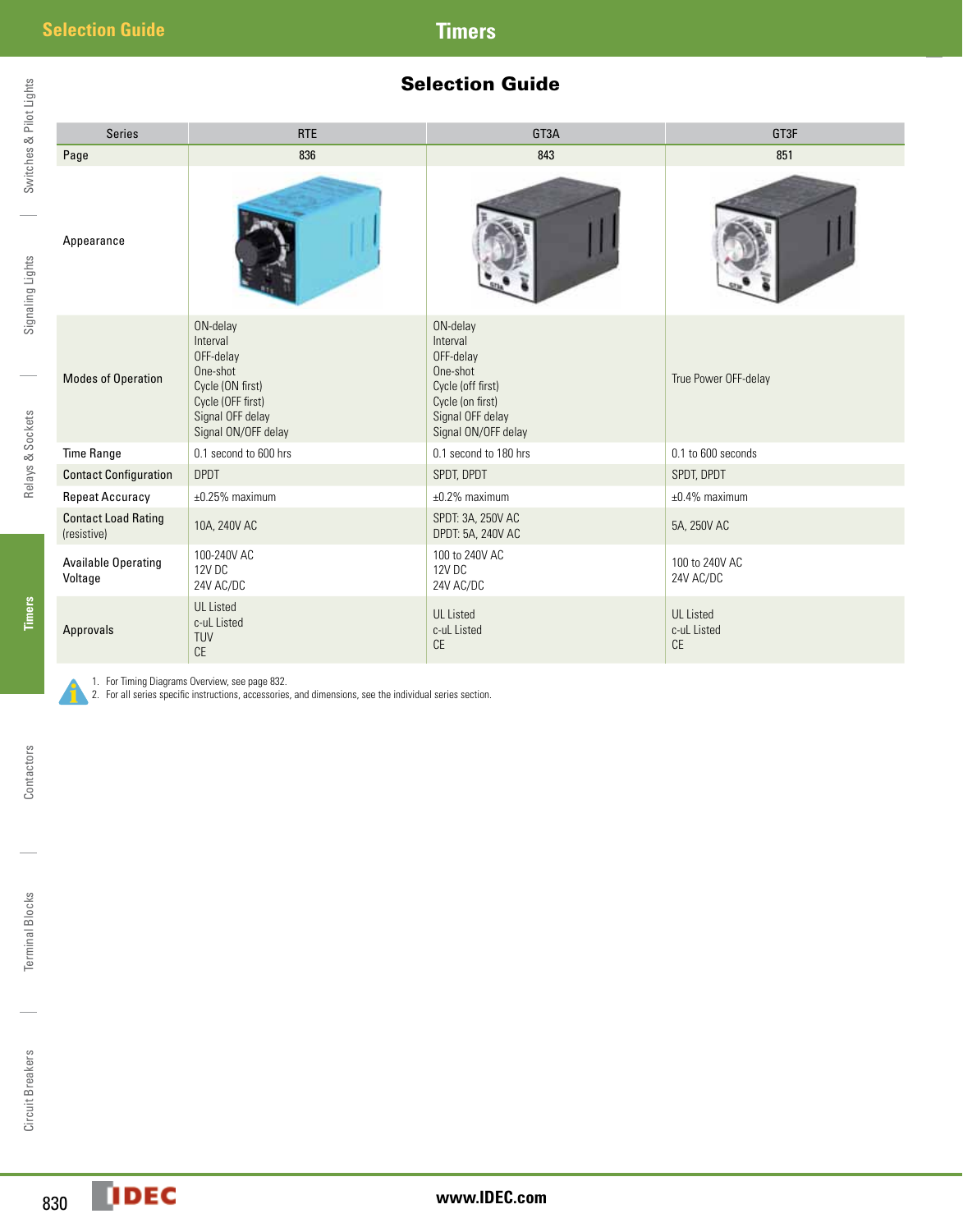# Selection Guide

| Series | RTE | GT3A | GT3F |
|---|---|---|---|
| Page | 836 | 843 | 851 |
| Appearance | | | |
| Modes of Operation | ON-delay<br>Interval<br>OFF-delay<br>One-shot<br>Cycle (ON first)<br>Cycle (OFF first)<br>Signal OFF delay<br>Signal ON/OFF delay | ON-delay<br>Interval<br>OFF-delay<br>One-shot<br>Cycle (off first)<br>Cycle (on first)<br>Signal OFF delay<br>Signal ON/OFF delay | True Power OFF-delay |
| Time Range | 0.1 second to 600 hrs | 0.1 second to 180 hrs | 0.1 to 600 seconds |
| Contact Configuration | DPDT | SPDT, DPDT | SPDT, DPDT |
| Repeat Accuracy | ±0.25% maximum | ±0.2% maximum | ±0.4% maximum |
| Contact Load Rating (resistive) | 10A, 240V AC | SPDT: 3A, 250V AC<br>DPDT: 5A, 240V AC | 5A, 250V AC |
| Available Operating Voltage | 100-240V AC<br>12V DC<br>24V AC/DC | 100 to 240V AC<br>12V DC<br>24V AC/DC | 100 to 240V AC<br>24V AC/DC |
| Approvals | UL Listed<br>c-uL Listed<br>TUV<br>CE | UL Listed<br>c-uL Listed<br>CE | UL Listed<br>c-uL Listed<br>CE |

1. For Timing Diagrams Overview, see page 832.
2. For all series specific instructions, accessories, and dimensions, see the individual series section.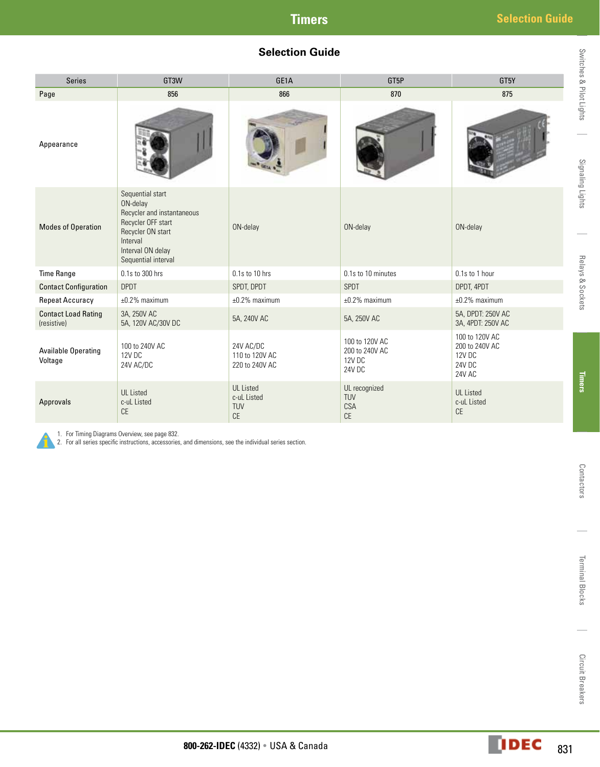# Selection Guide

| Series | GT3W | GE1A | GT5P | GT5Y |
|---|---|---|---|---|
| Page | 856 | 866 | 870 | 875 |
| Appearance | | | | |
| Modes of Operation | Sequential start<br>ON-delay<br>Recycler and instantaneous<br>Recycler OFF start<br>Recycler ON start<br>Interval<br>Interval ON delay<br>Sequential interval | ON-delay | ON-delay | ON-delay |
| Time Range | 0.1s to 300 hrs | 0.1s to 10 hrs | 0.1s to 10 minutes | 0.1s to 1 hour |
| Contact Configuration | DPDT | SPDT, DPDT | SPDT | DPDT, 4PDT |
| Repeat Accuracy | ±0.2% maximum | ±0.2% maximum | ±0.2% maximum | ±0.2% maximum |
| Contact Load Rating (resistive) | 3A, 250V AC<br>5A, 120V AC/30V DC | 5A, 240V AC | 5A, 250V AC | 5A, DPDT: 250V AC<br>3A, 4PDT: 250V AC |
| Available Operating Voltage | 100 to 240V AC<br>12V DC<br>24V AC/DC | 24V AC/DC<br>110 to 120V AC<br>220 to 240V AC | 100 to 120V AC<br>200 to 240V AC<br>12V DC<br>24V DC | 100 to 120V AC<br>200 to 240V AC<br>12V DC<br>24V DC<br>24V AC |
| Approvals | UL Listed<br>c-uL Listed<br>CE | UL Listed<br>c-uL Listed<br>TUV<br>CE | UL recognized<br>TUV<br>CSA<br>CE | UL Listed<br>c-uL Listed<br>CE |

1. For Timing Diagrams Overview, see page 832.
2. For all series specific instructions, accessories, and dimensions, see the individual series section.